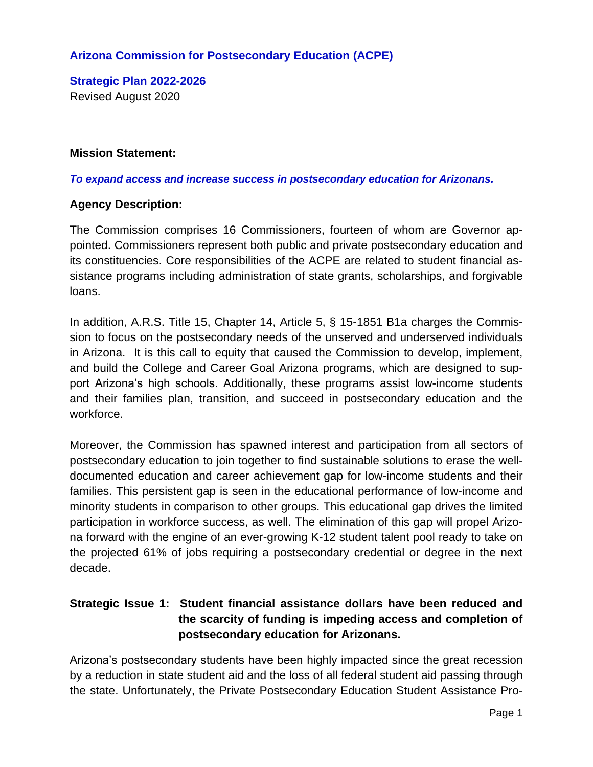## Arizona Commission for Postsecondary Education (ACPE)

### Strategic Plan 2022-2026

Revised August 2020

**Mission Statement:**

***To expand access and increase success in postsecondary education for Arizonans.***

**Agency Description:**

The Commission comprises 16 Commissioners, fourteen of whom are Governor appointed. Commissioners represent both public and private postsecondary education and its constituencies. Core responsibilities of the ACPE are related to student financial assistance programs including administration of state grants, scholarships, and forgivable loans.

In addition, A.R.S. Title 15, Chapter 14, Article 5, § 15-1851 B1a charges the Commission to focus on the postsecondary needs of the unserved and underserved individuals in Arizona. It is this call to equity that caused the Commission to develop, implement, and build the College and Career Goal Arizona programs, which are designed to support Arizona's high schools. Additionally, these programs assist low-income students and their families plan, transition, and succeed in postsecondary education and the workforce.

Moreover, the Commission has spawned interest and participation from all sectors of postsecondary education to join together to find sustainable solutions to erase the well-documented education and career achievement gap for low-income students and their families. This persistent gap is seen in the educational performance of low-income and minority students in comparison to other groups. This educational gap drives the limited participation in workforce success, as well. The elimination of this gap will propel Arizona forward with the engine of an ever-growing K-12 student talent pool ready to take on the projected 61% of jobs requiring a postsecondary credential or degree in the next decade.

**Strategic Issue 1: Student financial assistance dollars have been reduced and the scarcity of funding is impeding access and completion of postsecondary education for Arizonans.**

Arizona's postsecondary students have been highly impacted since the great recession by a reduction in state student aid and the loss of all federal student aid passing through the state. Unfortunately, the Private Postsecondary Education Student Assistance Pro-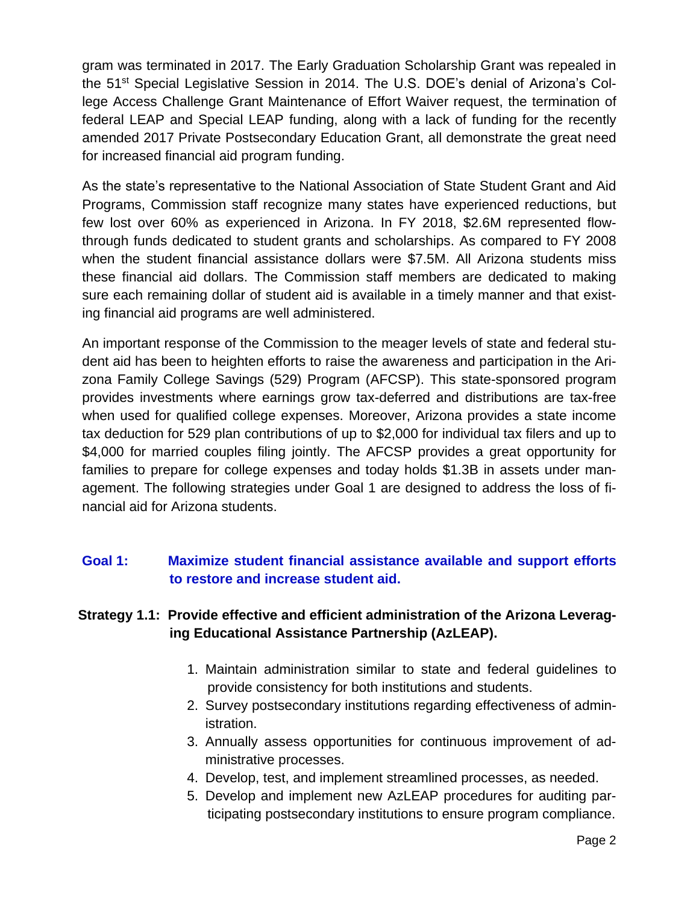gram was terminated in 2017. The Early Graduation Scholarship Grant was repealed in the 51st Special Legislative Session in 2014. The U.S. DOE's denial of Arizona's College Access Challenge Grant Maintenance of Effort Waiver request, the termination of federal LEAP and Special LEAP funding, along with a lack of funding for the recently amended 2017 Private Postsecondary Education Grant, all demonstrate the great need for increased financial aid program funding.

As the state's representative to the National Association of State Student Grant and Aid Programs, Commission staff recognize many states have experienced reductions, but few lost over 60% as experienced in Arizona. In FY 2018, \$2.6M represented flow-through funds dedicated to student grants and scholarships. As compared to FY 2008 when the student financial assistance dollars were \$7.5M. All Arizona students miss these financial aid dollars. The Commission staff members are dedicated to making sure each remaining dollar of student aid is available in a timely manner and that existing financial aid programs are well administered.

An important response of the Commission to the meager levels of state and federal student aid has been to heighten efforts to raise the awareness and participation in the Arizona Family College Savings (529) Program (AFCSP). This state-sponsored program provides investments where earnings grow tax-deferred and distributions are tax-free when used for qualified college expenses. Moreover, Arizona provides a state income tax deduction for 529 plan contributions of up to \$2,000 for individual tax filers and up to \$4,000 for married couples filing jointly. The AFCSP provides a great opportunity for families to prepare for college expenses and today holds \$1.3B in assets under management. The following strategies under Goal 1 are designed to address the loss of financial aid for Arizona students.

## Goal 1: Maximize student financial assistance available and support efforts to restore and increase student aid.

### Strategy 1.1: Provide effective and efficient administration of the Arizona Leveraging Educational Assistance Partnership (AzLEAP).

1. Maintain administration similar to state and federal guidelines to provide consistency for both institutions and students.
2. Survey postsecondary institutions regarding effectiveness of administration.
3. Annually assess opportunities for continuous improvement of administrative processes.
4. Develop, test, and implement streamlined processes, as needed.
5. Develop and implement new AzLEAP procedures for auditing participating postsecondary institutions to ensure program compliance.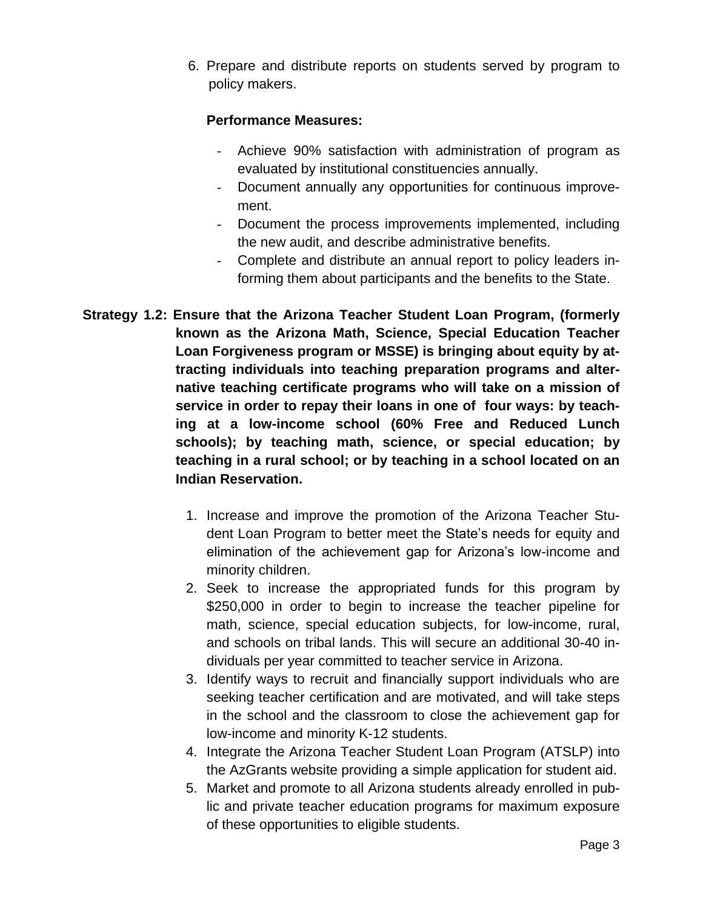6. Prepare and distribute reports on students served by program to policy makers.

   **Performance Measures:**

   - Achieve 90% satisfaction with administration of program as evaluated by institutional constituencies annually.
   - Document annually any opportunities for continuous improvement.
   - Document the process improvements implemented, including the new audit, and describe administrative benefits.
   - Complete and distribute an annual report to policy leaders informing them about participants and the benefits to the State.

**Strategy 1.2: Ensure that the Arizona Teacher Student Loan Program, (formerly known as the Arizona Math, Science, Special Education Teacher Loan Forgiveness program or MSSE) is bringing about equity by attracting individuals into teaching preparation programs and alternative teaching certificate programs who will take on a mission of service in order to repay their loans in one of four ways: by teaching at a low-income school (60% Free and Reduced Lunch schools); by teaching math, science, or special education; by teaching in a rural school; or by teaching in a school located on an Indian Reservation.**

1. Increase and improve the promotion of the Arizona Teacher Student Loan Program to better meet the State's needs for equity and elimination of the achievement gap for Arizona's low-income and minority children.
2. Seek to increase the appropriated funds for this program by $250,000 in order to begin to increase the teacher pipeline for math, science, special education subjects, for low-income, rural, and schools on tribal lands. This will secure an additional 30-40 individuals per year committed to teacher service in Arizona.
3. Identify ways to recruit and financially support individuals who are seeking teacher certification and are motivated, and will take steps in the school and the classroom to close the achievement gap for low-income and minority K-12 students.
4. Integrate the Arizona Teacher Student Loan Program (ATSLP) into the AzGrants website providing a simple application for student aid.
5. Market and promote to all Arizona students already enrolled in public and private teacher education programs for maximum exposure of these opportunities to eligible students.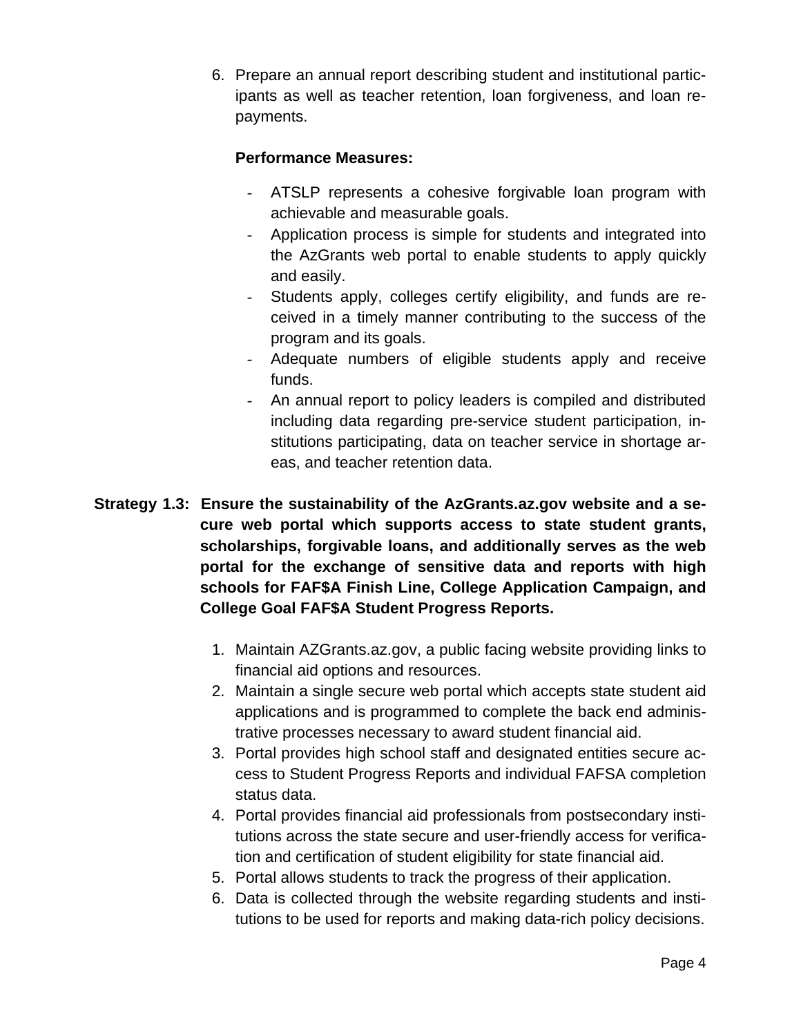6. Prepare an annual report describing student and institutional participants as well as teacher retention, loan forgiveness, and loan repayments.

   **Performance Measures:**

   - ATSLP represents a cohesive forgivable loan program with achievable and measurable goals.
   - Application process is simple for students and integrated into the AzGrants web portal to enable students to apply quickly and easily.
   - Students apply, colleges certify eligibility, and funds are received in a timely manner contributing to the success of the program and its goals.
   - Adequate numbers of eligible students apply and receive funds.
   - An annual report to policy leaders is compiled and distributed including data regarding pre-service student participation, institutions participating, data on teacher service in shortage areas, and teacher retention data.

**Strategy 1.3: Ensure the sustainability of the AzGrants.az.gov website and a secure web portal which supports access to state student grants, scholarships, forgivable loans, and additionally serves as the web portal for the exchange of sensitive data and reports with high schools for FAF$A Finish Line, College Application Campaign, and College Goal FAF$A Student Progress Reports.**

1. Maintain AZGrants.az.gov, a public facing website providing links to financial aid options and resources.
2. Maintain a single secure web portal which accepts state student aid applications and is programmed to complete the back end administrative processes necessary to award student financial aid.
3. Portal provides high school staff and designated entities secure access to Student Progress Reports and individual FAFSA completion status data.
4. Portal provides financial aid professionals from postsecondary institutions across the state secure and user-friendly access for verification and certification of student eligibility for state financial aid.
5. Portal allows students to track the progress of their application.
6. Data is collected through the website regarding students and institutions to be used for reports and making data-rich policy decisions.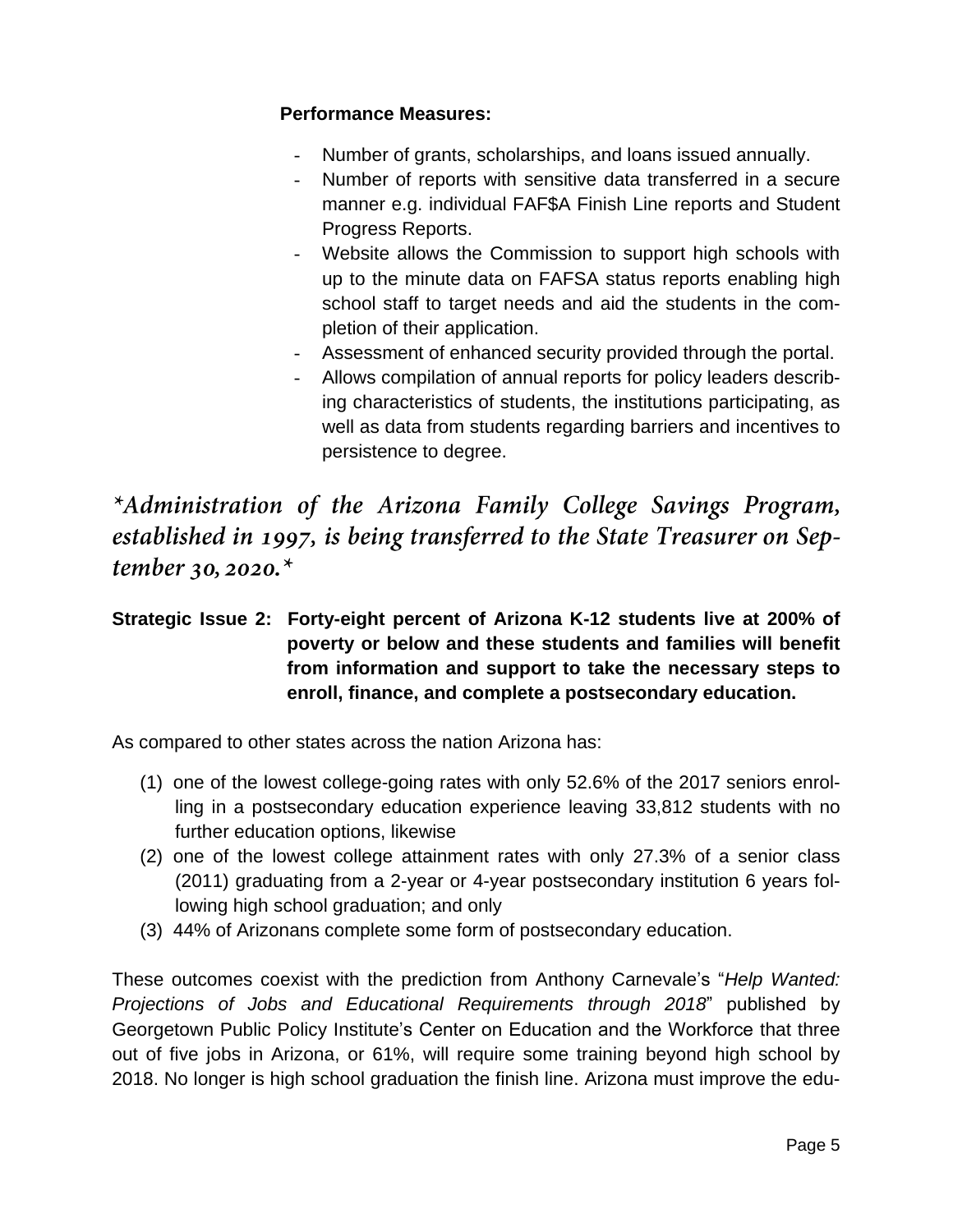**Performance Measures:**

- Number of grants, scholarships, and loans issued annually.
- Number of reports with sensitive data transferred in a secure manner e.g. individual FAF$A Finish Line reports and Student Progress Reports.
- Website allows the Commission to support high schools with up to the minute data on FAFSA status reports enabling high school staff to target needs and aid the students in the completion of their application.
- Assessment of enhanced security provided through the portal.
- Allows compilation of annual reports for policy leaders describing characteristics of students, the institutions participating, as well as data from students regarding barriers and incentives to persistence to degree.

*\*Administration of the Arizona Family College Savings Program, established in 1997, is being transferred to the State Treasurer on September 30, 2020.\**

**Strategic Issue 2: Forty-eight percent of Arizona K-12 students live at 200% of poverty or below and these students and families will benefit from information and support to take the necessary steps to enroll, finance, and complete a postsecondary education.**

As compared to other states across the nation Arizona has:

(1) one of the lowest college-going rates with only 52.6% of the 2017 seniors enrolling in a postsecondary education experience leaving 33,812 students with no further education options, likewise
(2) one of the lowest college attainment rates with only 27.3% of a senior class (2011) graduating from a 2-year or 4-year postsecondary institution 6 years following high school graduation; and only
(3) 44% of Arizonans complete some form of postsecondary education.

These outcomes coexist with the prediction from Anthony Carnevale's "*Help Wanted: Projections of Jobs and Educational Requirements through 2018*" published by Georgetown Public Policy Institute's Center on Education and the Workforce that three out of five jobs in Arizona, or 61%, will require some training beyond high school by 2018. No longer is high school graduation the finish line. Arizona must improve the edu-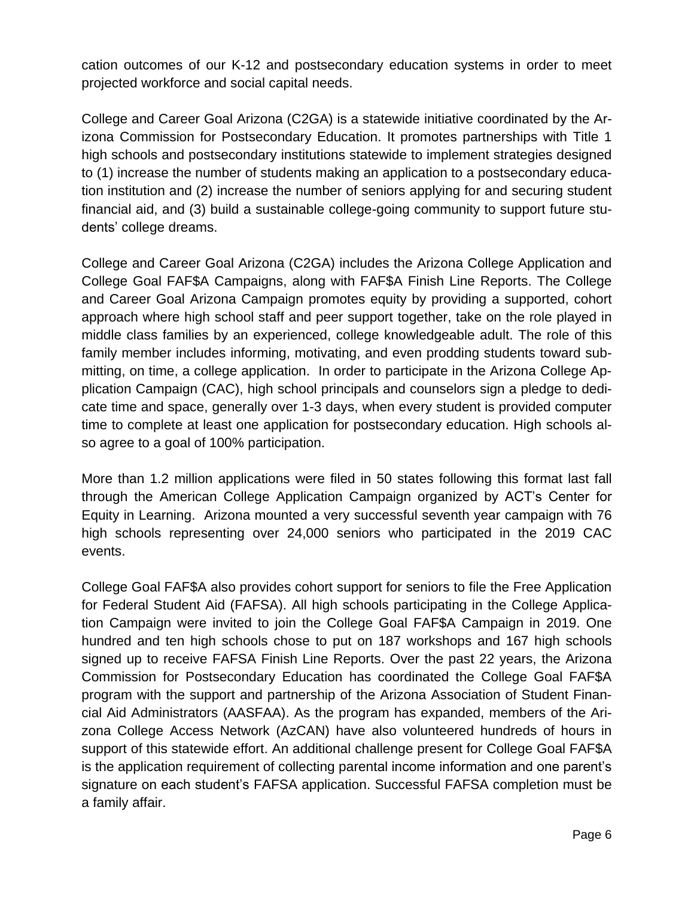cation outcomes of our K-12 and postsecondary education systems in order to meet projected workforce and social capital needs.

College and Career Goal Arizona (C2GA) is a statewide initiative coordinated by the Arizona Commission for Postsecondary Education. It promotes partnerships with Title 1 high schools and postsecondary institutions statewide to implement strategies designed to (1) increase the number of students making an application to a postsecondary education institution and (2) increase the number of seniors applying for and securing student financial aid, and (3) build a sustainable college-going community to support future students' college dreams.

College and Career Goal Arizona (C2GA) includes the Arizona College Application and College Goal FAF$A Campaigns, along with FAF$A Finish Line Reports. The College and Career Goal Arizona Campaign promotes equity by providing a supported, cohort approach where high school staff and peer support together, take on the role played in middle class families by an experienced, college knowledgeable adult. The role of this family member includes informing, motivating, and even prodding students toward submitting, on time, a college application. In order to participate in the Arizona College Application Campaign (CAC), high school principals and counselors sign a pledge to dedicate time and space, generally over 1-3 days, when every student is provided computer time to complete at least one application for postsecondary education. High schools also agree to a goal of 100% participation.

More than 1.2 million applications were filed in 50 states following this format last fall through the American College Application Campaign organized by ACT's Center for Equity in Learning. Arizona mounted a very successful seventh year campaign with 76 high schools representing over 24,000 seniors who participated in the 2019 CAC events.

College Goal FAF$A also provides cohort support for seniors to file the Free Application for Federal Student Aid (FAFSA). All high schools participating in the College Application Campaign were invited to join the College Goal FAF$A Campaign in 2019. One hundred and ten high schools chose to put on 187 workshops and 167 high schools signed up to receive FAFSA Finish Line Reports. Over the past 22 years, the Arizona Commission for Postsecondary Education has coordinated the College Goal FAF$A program with the support and partnership of the Arizona Association of Student Financial Aid Administrators (AASFAA). As the program has expanded, members of the Arizona College Access Network (AzCAN) have also volunteered hundreds of hours in support of this statewide effort. An additional challenge present for College Goal FAF$A is the application requirement of collecting parental income information and one parent's signature on each student's FAFSA application. Successful FAFSA completion must be a family affair.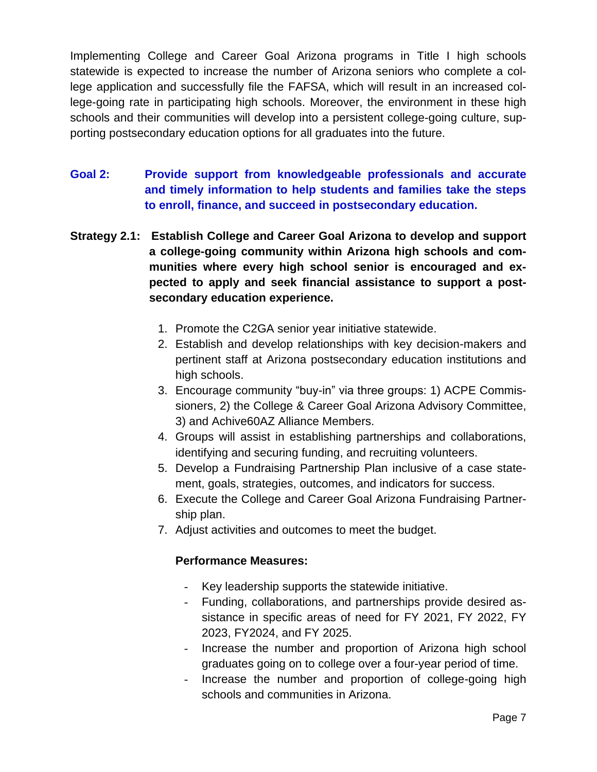Implementing College and Career Goal Arizona programs in Title I high schools statewide is expected to increase the number of Arizona seniors who complete a college application and successfully file the FAFSA, which will result in an increased college-going rate in participating high schools. Moreover, the environment in these high schools and their communities will develop into a persistent college-going culture, supporting postsecondary education options for all graduates into the future.

### Goal 2: Provide support from knowledgeable professionals and accurate and timely information to help students and families take the steps to enroll, finance, and succeed in postsecondary education.

**Strategy 2.1: Establish College and Career Goal Arizona to develop and support a college-going community within Arizona high schools and communities where every high school senior is encouraged and expected to apply and seek financial assistance to support a postsecondary education experience.**

1. Promote the C2GA senior year initiative statewide.
2. Establish and develop relationships with key decision-makers and pertinent staff at Arizona postsecondary education institutions and high schools.
3. Encourage community "buy-in" via three groups: 1) ACPE Commissioners, 2) the College & Career Goal Arizona Advisory Committee, 3) and Achive60AZ Alliance Members.
4. Groups will assist in establishing partnerships and collaborations, identifying and securing funding, and recruiting volunteers.
5. Develop a Fundraising Partnership Plan inclusive of a case statement, goals, strategies, outcomes, and indicators for success.
6. Execute the College and Career Goal Arizona Fundraising Partnership plan.
7. Adjust activities and outcomes to meet the budget.

**Performance Measures:**

- Key leadership supports the statewide initiative.
- Funding, collaborations, and partnerships provide desired assistance in specific areas of need for FY 2021, FY 2022, FY 2023, FY2024, and FY 2025.
- Increase the number and proportion of Arizona high school graduates going on to college over a four-year period of time.
- Increase the number and proportion of college-going high schools and communities in Arizona.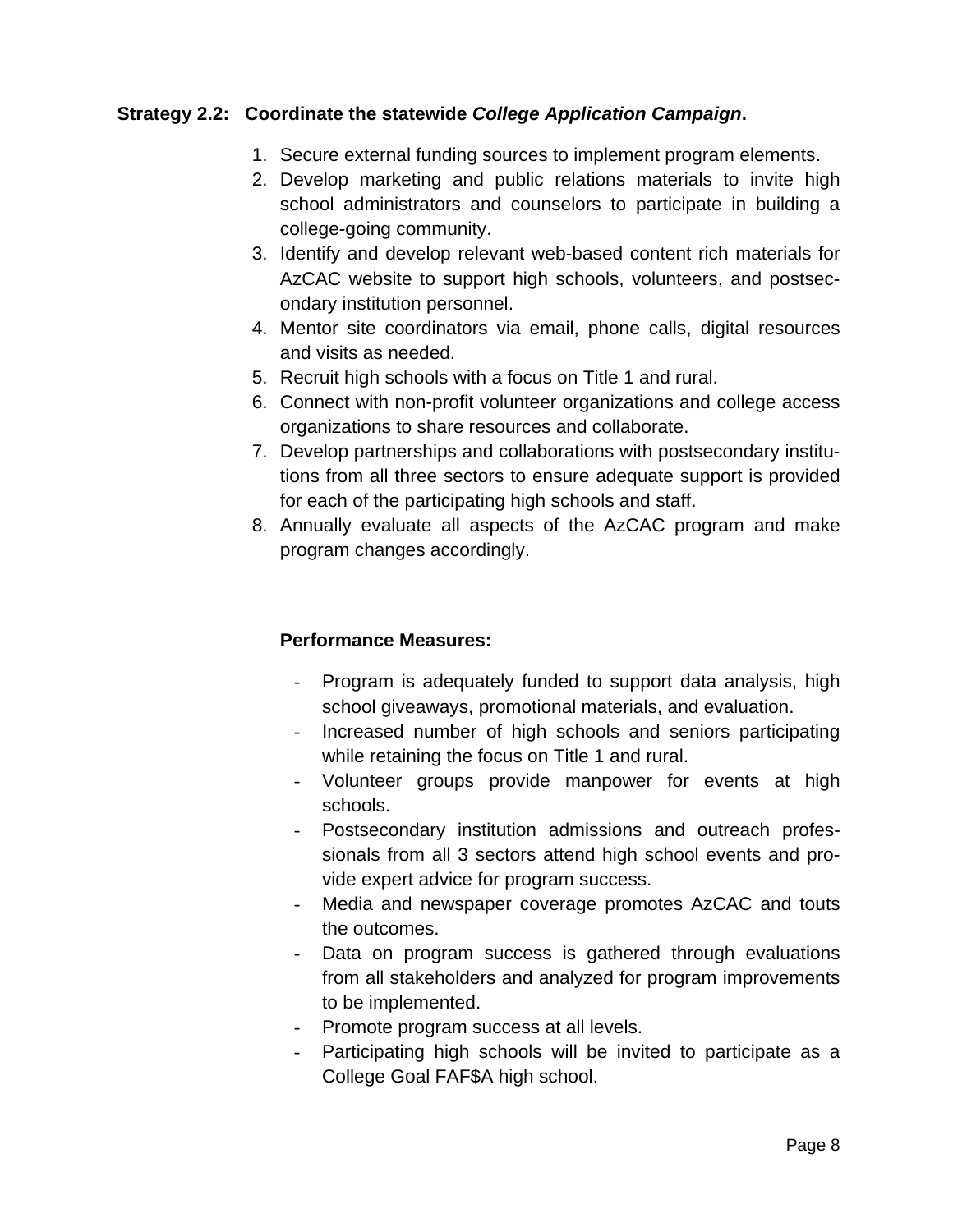**Strategy 2.2: Coordinate the statewide *College Application Campaign*.**

1. Secure external funding sources to implement program elements.
2. Develop marketing and public relations materials to invite high school administrators and counselors to participate in building a college-going community.
3. Identify and develop relevant web-based content rich materials for AzCAC website to support high schools, volunteers, and postsecondary institution personnel.
4. Mentor site coordinators via email, phone calls, digital resources and visits as needed.
5. Recruit high schools with a focus on Title 1 and rural.
6. Connect with non-profit volunteer organizations and college access organizations to share resources and collaborate.
7. Develop partnerships and collaborations with postsecondary institutions from all three sectors to ensure adequate support is provided for each of the participating high schools and staff.
8. Annually evaluate all aspects of the AzCAC program and make program changes accordingly.

**Performance Measures:**

- Program is adequately funded to support data analysis, high school giveaways, promotional materials, and evaluation.
- Increased number of high schools and seniors participating while retaining the focus on Title 1 and rural.
- Volunteer groups provide manpower for events at high schools.
- Postsecondary institution admissions and outreach professionals from all 3 sectors attend high school events and provide expert advice for program success.
- Media and newspaper coverage promotes AzCAC and touts the outcomes.
- Data on program success is gathered through evaluations from all stakeholders and analyzed for program improvements to be implemented.
- Promote program success at all levels.
- Participating high schools will be invited to participate as a College Goal FAF$A high school.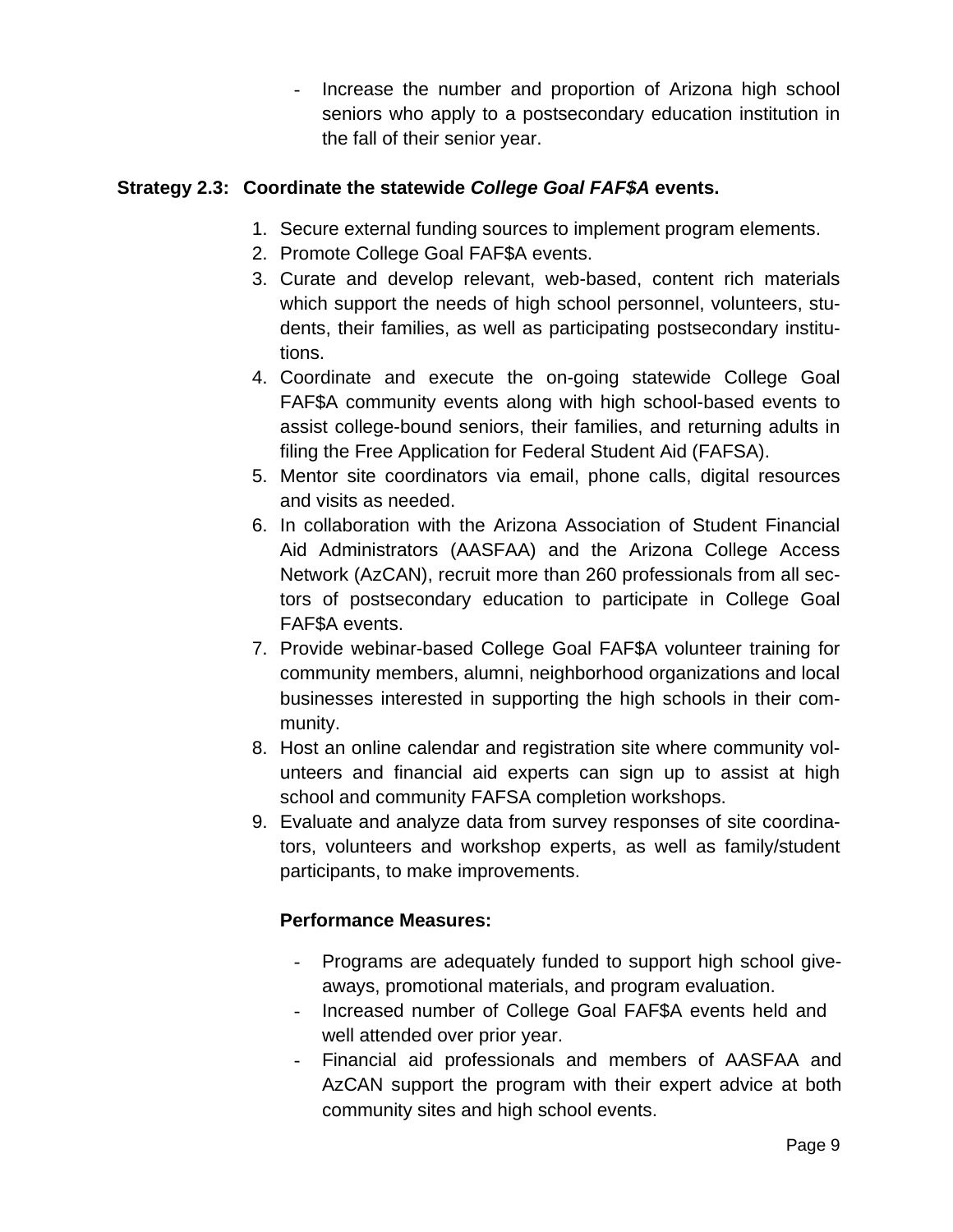- Increase the number and proportion of Arizona high school seniors who apply to a postsecondary education institution in the fall of their senior year.

**Strategy 2.3: Coordinate the statewide *College Goal FAF$A* events.**

1. Secure external funding sources to implement program elements.
2. Promote College Goal FAF$A events.
3. Curate and develop relevant, web-based, content rich materials which support the needs of high school personnel, volunteers, students, their families, as well as participating postsecondary institutions.
4. Coordinate and execute the on-going statewide College Goal FAF$A community events along with high school-based events to assist college-bound seniors, their families, and returning adults in filing the Free Application for Federal Student Aid (FAFSA).
5. Mentor site coordinators via email, phone calls, digital resources and visits as needed.
6. In collaboration with the Arizona Association of Student Financial Aid Administrators (AASFAA) and the Arizona College Access Network (AzCAN), recruit more than 260 professionals from all sectors of postsecondary education to participate in College Goal FAF$A events.
7. Provide webinar-based College Goal FAF$A volunteer training for community members, alumni, neighborhood organizations and local businesses interested in supporting the high schools in their community.
8. Host an online calendar and registration site where community volunteers and financial aid experts can sign up to assist at high school and community FAFSA completion workshops.
9. Evaluate and analyze data from survey responses of site coordinators, volunteers and workshop experts, as well as family/student participants, to make improvements.

**Performance Measures:**

- Programs are adequately funded to support high school give-aways, promotional materials, and program evaluation.
- Increased number of College Goal FAF$A events held and well attended over prior year.
- Financial aid professionals and members of AASFAA and AzCAN support the program with their expert advice at both community sites and high school events.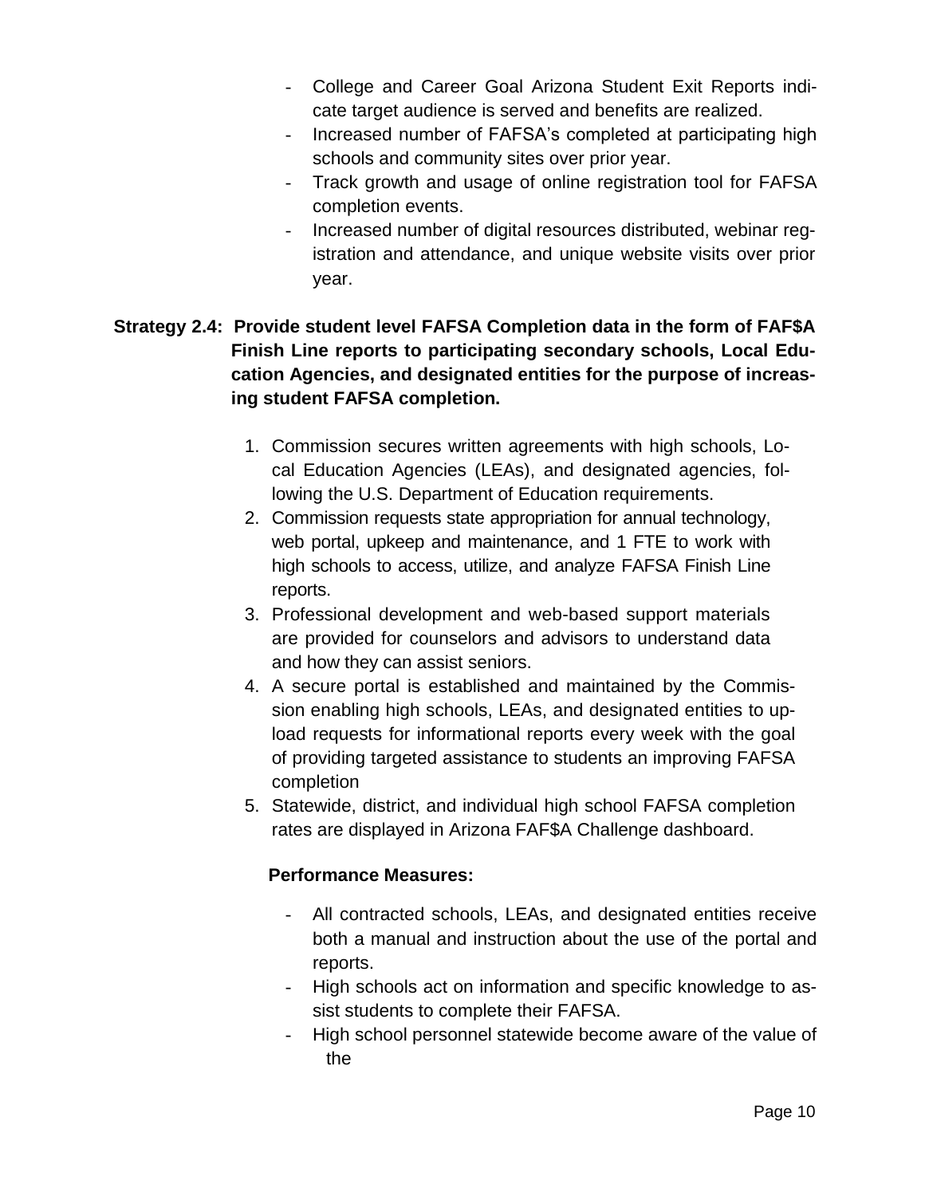- College and Career Goal Arizona Student Exit Reports indicate target audience is served and benefits are realized.
- Increased number of FAFSA's completed at participating high schools and community sites over prior year.
- Track growth and usage of online registration tool for FAFSA completion events.
- Increased number of digital resources distributed, webinar registration and attendance, and unique website visits over prior year.

**Strategy 2.4: Provide student level FAFSA Completion data in the form of FAF$A Finish Line reports to participating secondary schools, Local Education Agencies, and designated entities for the purpose of increasing student FAFSA completion.**

1. Commission secures written agreements with high schools, Local Education Agencies (LEAs), and designated agencies, following the U.S. Department of Education requirements.
2. Commission requests state appropriation for annual technology, web portal, upkeep and maintenance, and 1 FTE to work with high schools to access, utilize, and analyze FAFSA Finish Line reports.
3. Professional development and web-based support materials are provided for counselors and advisors to understand data and how they can assist seniors.
4. A secure portal is established and maintained by the Commission enabling high schools, LEAs, and designated entities to upload requests for informational reports every week with the goal of providing targeted assistance to students an improving FAFSA completion
5. Statewide, district, and individual high school FAFSA completion rates are displayed in Arizona FAF$A Challenge dashboard.

**Performance Measures:**

- All contracted schools, LEAs, and designated entities receive both a manual and instruction about the use of the portal and reports.
- High schools act on information and specific knowledge to assist students to complete their FAFSA.
- High school personnel statewide become aware of the value of the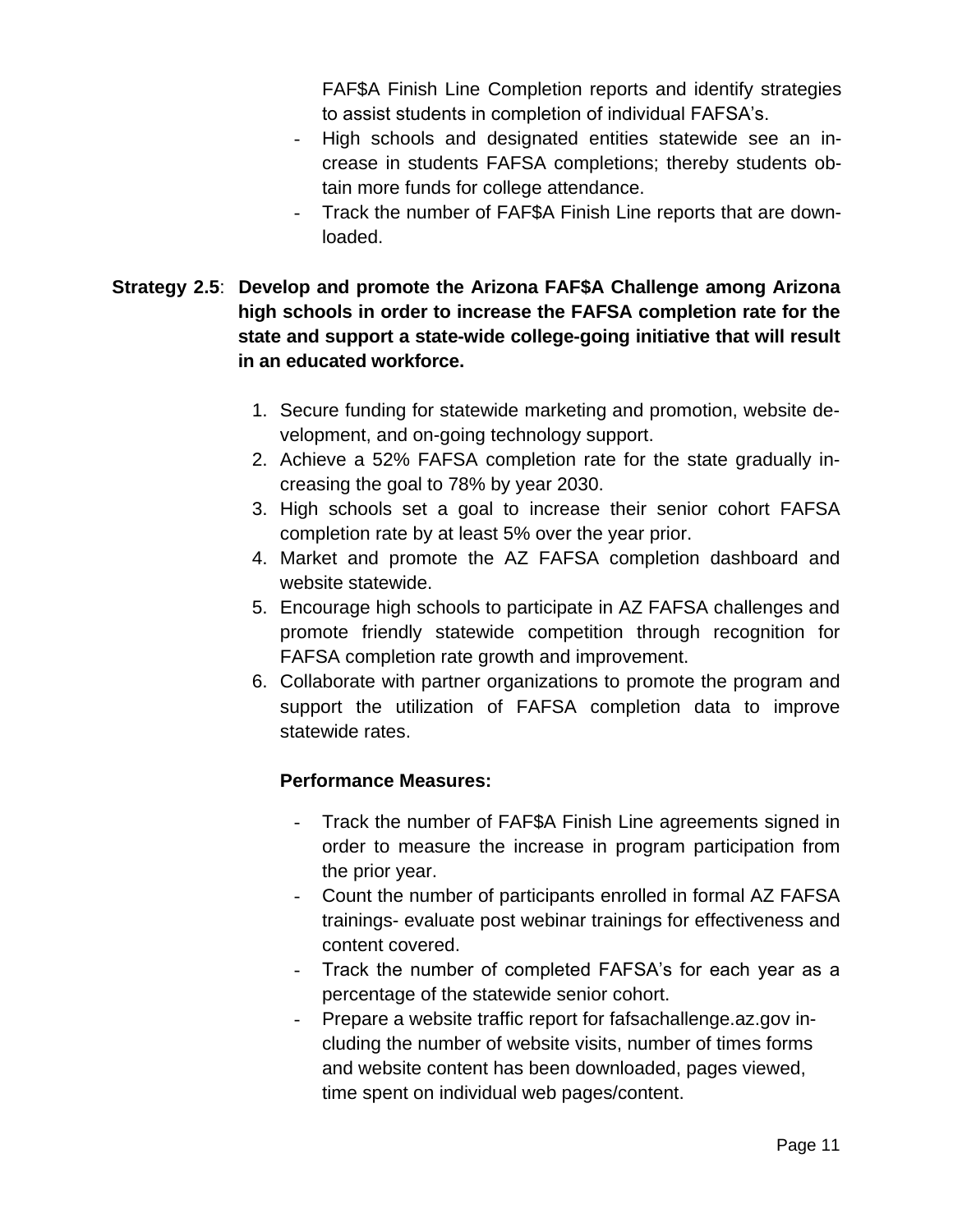FAF$A Finish Line Completion reports and identify strategies to assist students in completion of individual FAFSA's.
- High schools and designated entities statewide see an increase in students FAFSA completions; thereby students obtain more funds for college attendance.
- Track the number of FAF$A Finish Line reports that are downloaded.

**Strategy 2.5**: **Develop and promote the Arizona FAF$A Challenge among Arizona high schools in order to increase the FAFSA completion rate for the state and support a state-wide college-going initiative that will result in an educated workforce.**

1. Secure funding for statewide marketing and promotion, website development, and on-going technology support.
2. Achieve a 52% FAFSA completion rate for the state gradually increasing the goal to 78% by year 2030.
3. High schools set a goal to increase their senior cohort FAFSA completion rate by at least 5% over the year prior.
4. Market and promote the AZ FAFSA completion dashboard and website statewide.
5. Encourage high schools to participate in AZ FAFSA challenges and promote friendly statewide competition through recognition for FAFSA completion rate growth and improvement.
6. Collaborate with partner organizations to promote the program and support the utilization of FAFSA completion data to improve statewide rates.

**Performance Measures:**

- Track the number of FAF$A Finish Line agreements signed in order to measure the increase in program participation from the prior year.
- Count the number of participants enrolled in formal AZ FAFSA trainings- evaluate post webinar trainings for effectiveness and content covered.
- Track the number of completed FAFSA's for each year as a percentage of the statewide senior cohort.
- Prepare a website traffic report for fafsachallenge.az.gov including the number of website visits, number of times forms and website content has been downloaded, pages viewed, time spent on individual web pages/content.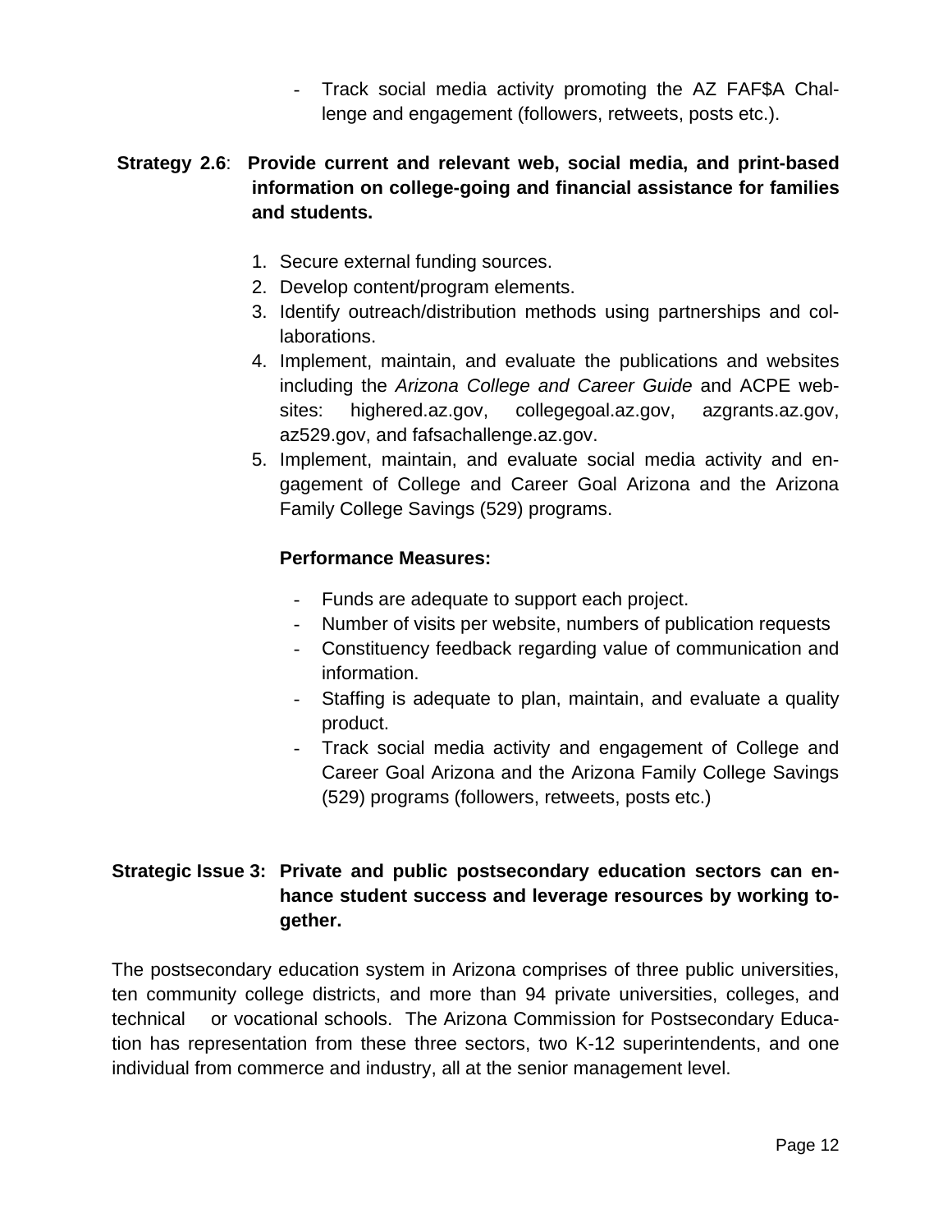- Track social media activity promoting the AZ FAF$A Challenge and engagement (followers, retweets, posts etc.).

**Strategy 2.6**: **Provide current and relevant web, social media, and print-based information on college-going and financial assistance for families and students.**

1. Secure external funding sources.
2. Develop content/program elements.
3. Identify outreach/distribution methods using partnerships and collaborations.
4. Implement, maintain, and evaluate the publications and websites including the *Arizona College and Career Guide* and ACPE websites: highered.az.gov, collegegoal.az.gov, azgrants.az.gov, az529.gov, and fafsachallenge.az.gov.
5. Implement, maintain, and evaluate social media activity and engagement of College and Career Goal Arizona and the Arizona Family College Savings (529) programs.

**Performance Measures:**

- Funds are adequate to support each project.
- Number of visits per website, numbers of publication requests
- Constituency feedback regarding value of communication and information.
- Staffing is adequate to plan, maintain, and evaluate a quality product.
- Track social media activity and engagement of College and Career Goal Arizona and the Arizona Family College Savings (529) programs (followers, retweets, posts etc.)

**Strategic Issue 3: Private and public postsecondary education sectors can enhance student success and leverage resources by working together.**

The postsecondary education system in Arizona comprises of three public universities, ten community college districts, and more than 94 private universities, colleges, and technical or vocational schools. The Arizona Commission for Postsecondary Education has representation from these three sectors, two K-12 superintendents, and one individual from commerce and industry, all at the senior management level.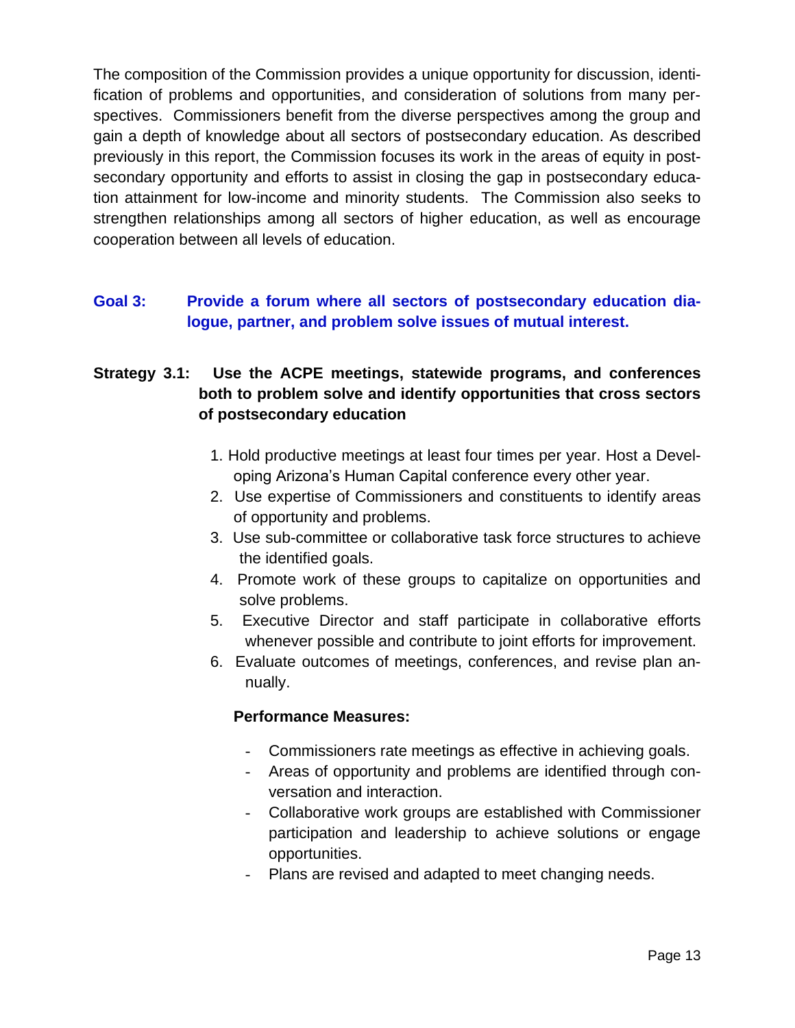The composition of the Commission provides a unique opportunity for discussion, identification of problems and opportunities, and consideration of solutions from many perspectives. Commissioners benefit from the diverse perspectives among the group and gain a depth of knowledge about all sectors of postsecondary education. As described previously in this report, the Commission focuses its work in the areas of equity in postsecondary opportunity and efforts to assist in closing the gap in postsecondary education attainment for low-income and minority students. The Commission also seeks to strengthen relationships among all sectors of higher education, as well as encourage cooperation between all levels of education.

## Goal 3: Provide a forum where all sectors of postsecondary education dialogue, partner, and problem solve issues of mutual interest.

### Strategy 3.1: Use the ACPE meetings, statewide programs, and conferences both to problem solve and identify opportunities that cross sectors of postsecondary education

1. Hold productive meetings at least four times per year. Host a Developing Arizona's Human Capital conference every other year.
2. Use expertise of Commissioners and constituents to identify areas of opportunity and problems.
3. Use sub-committee or collaborative task force structures to achieve the identified goals.
4. Promote work of these groups to capitalize on opportunities and solve problems.
5. Executive Director and staff participate in collaborative efforts whenever possible and contribute to joint efforts for improvement.
6. Evaluate outcomes of meetings, conferences, and revise plan annually.

**Performance Measures:**

- Commissioners rate meetings as effective in achieving goals.
- Areas of opportunity and problems are identified through conversation and interaction.
- Collaborative work groups are established with Commissioner participation and leadership to achieve solutions or engage opportunities.
- Plans are revised and adapted to meet changing needs.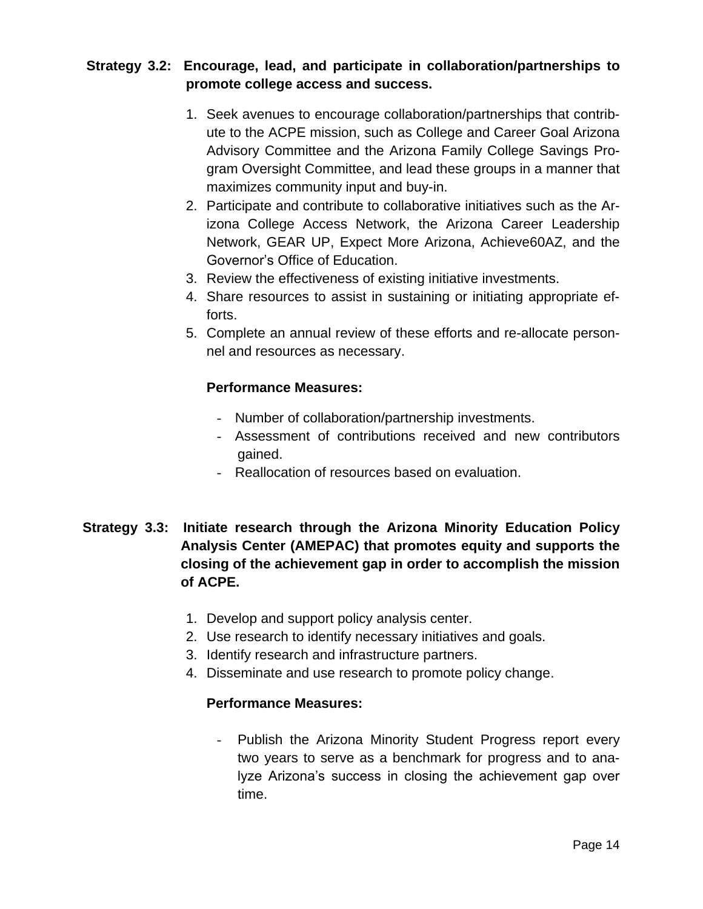**Strategy 3.2: Encourage, lead, and participate in collaboration/partnerships to promote college access and success.**

1. Seek avenues to encourage collaboration/partnerships that contribute to the ACPE mission, such as College and Career Goal Arizona Advisory Committee and the Arizona Family College Savings Program Oversight Committee, and lead these groups in a manner that maximizes community input and buy-in.
2. Participate and contribute to collaborative initiatives such as the Arizona College Access Network, the Arizona Career Leadership Network, GEAR UP, Expect More Arizona, Achieve60AZ, and the Governor's Office of Education.
3. Review the effectiveness of existing initiative investments.
4. Share resources to assist in sustaining or initiating appropriate efforts.
5. Complete an annual review of these efforts and re-allocate personnel and resources as necessary.

**Performance Measures:**

- Number of collaboration/partnership investments.
- Assessment of contributions received and new contributors gained.
- Reallocation of resources based on evaluation.

**Strategy 3.3: Initiate research through the Arizona Minority Education Policy Analysis Center (AMEPAC) that promotes equity and supports the closing of the achievement gap in order to accomplish the mission of ACPE.**

1. Develop and support policy analysis center.
2. Use research to identify necessary initiatives and goals.
3. Identify research and infrastructure partners.
4. Disseminate and use research to promote policy change.

**Performance Measures:**

- Publish the Arizona Minority Student Progress report every two years to serve as a benchmark for progress and to analyze Arizona's success in closing the achievement gap over time.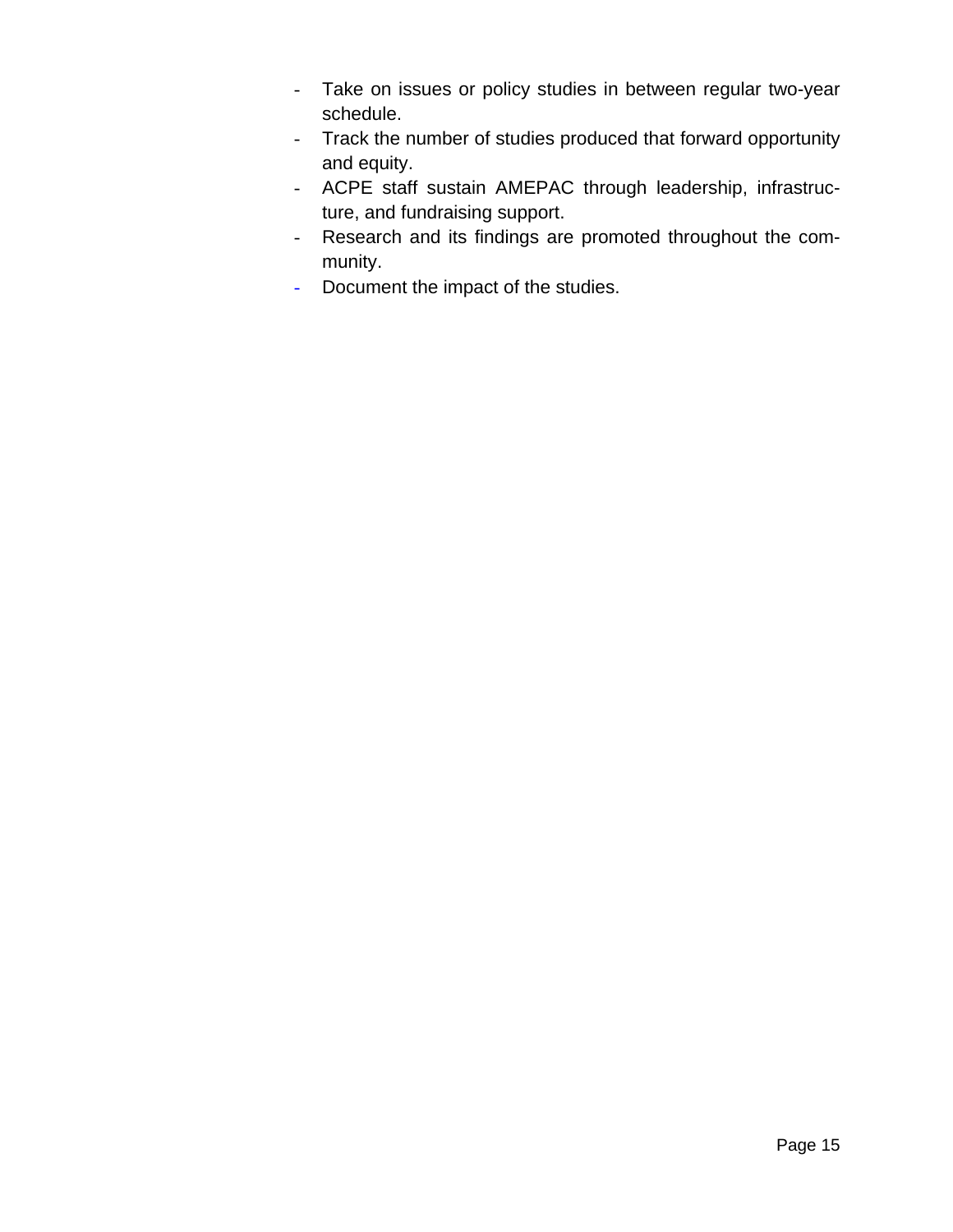- Take on issues or policy studies in between regular two-year schedule.
- Track the number of studies produced that forward opportunity and equity.
- ACPE staff sustain AMEPAC through leadership, infrastructure, and fundraising support.
- Research and its findings are promoted throughout the community.
- Document the impact of the studies.